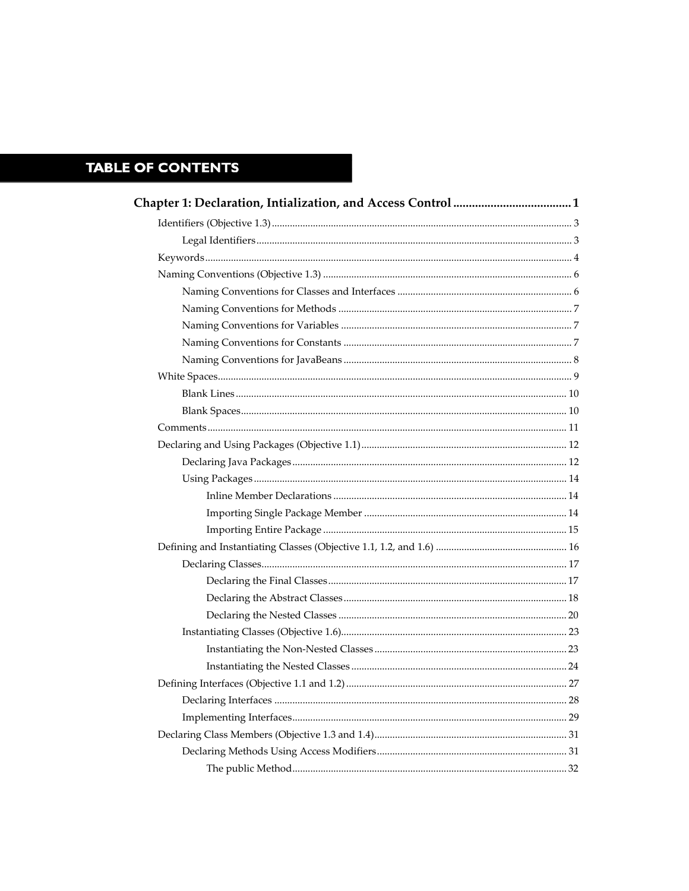# TABLE OF CONTENTS

**Chapter 1: Declaration, Intialization, and Access Control ...................................... 1**

- Identifiers (Objective 1.3) .................................................................................................. 3
  - Legal Identifiers ......................................................................................................... 3
- Keywords ........................................................................................................................... 4
- Naming Conventions (Objective 1.3) ................................................................................ 6
  - Naming Conventions for Classes and Interfaces .................................................... 6
  - Naming Conventions for Methods .......................................................................... 7
  - Naming Conventions for Variables ......................................................................... 7
  - Naming Conventions for Constants ........................................................................ 7
  - Naming Conventions for JavaBeans ........................................................................ 8
- White Spaces....................................................................................................................... 9
  - Blank Lines ............................................................................................................... 10
  - Blank Spaces............................................................................................................. 10
- Comments ......................................................................................................................... 11
- Declaring and Using Packages (Objective 1.1) ............................................................... 12
  - Declaring Java Packages .......................................................................................... 12
  - Using Packages ......................................................................................................... 14
    - Inline Member Declarations .......................................................................... 14
    - Importing Single Package Member .............................................................. 14
    - Importing Entire Package .............................................................................. 15
- Defining and Instantiating Classes (Objective 1.1, 1.2, and 1.6) .................................. 16
  - Declaring Classes...................................................................................................... 17
    - Declaring the Final Classes ............................................................................ 17
    - Declaring the Abstract Classes ...................................................................... 18
    - Declaring the Nested Classes ........................................................................ 20
  - Instantiating Classes (Objective 1.6)....................................................................... 23
    - Instantiating the Non-Nested Classes .......................................................... 23
    - Instantiating the Nested Classes ................................................................... 24
- Defining Interfaces (Objective 1.1 and 1.2) ..................................................................... 27
  - Declaring Interfaces ................................................................................................. 28
  - Implementing Interfaces.......................................................................................... 29
- Declaring Class Members (Objective 1.3 and 1.4)........................................................... 31
  - Declaring Methods Using Access Modifiers.......................................................... 31
    - The public Method.......................................................................................... 32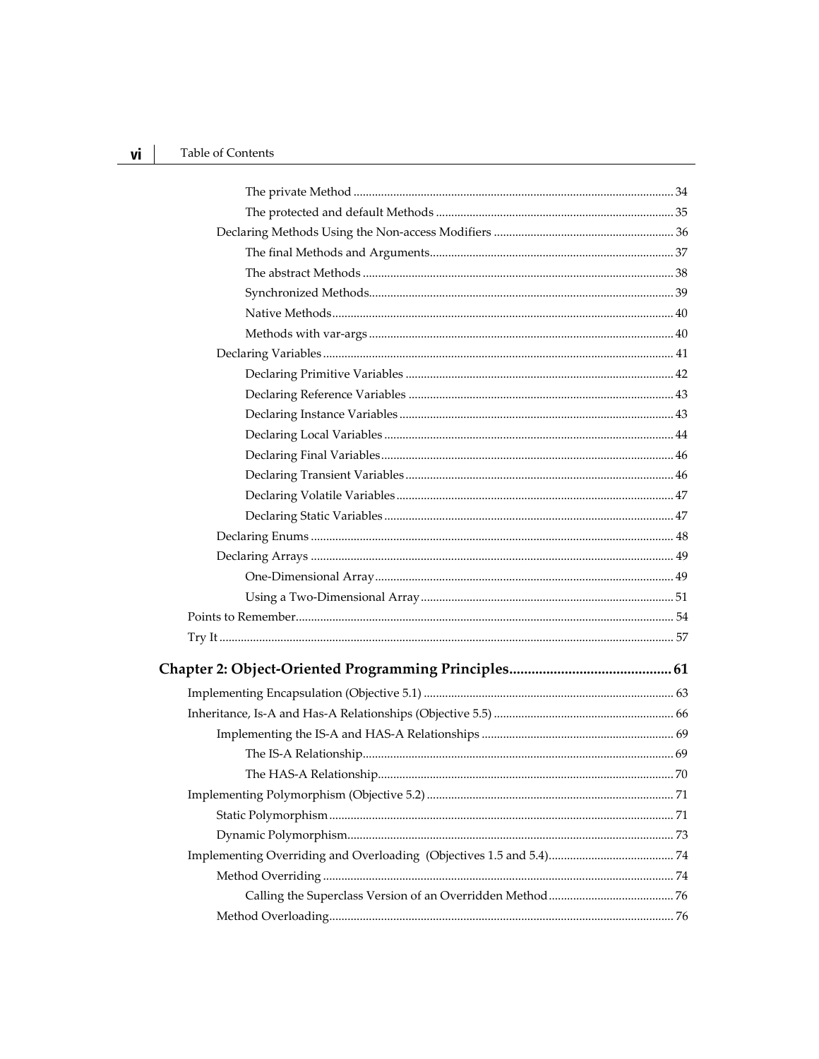- The private Method ........ 34
- The protected and default Methods ........ 35

Declaring Methods Using the Non-access Modifiers ........ 36

- The final Methods and Arguments ........ 37
- The abstract Methods ........ 38
- Synchronized Methods ........ 39
- Native Methods ........ 40
- Methods with var-args ........ 40

Declaring Variables ........ 41

- Declaring Primitive Variables ........ 42
- Declaring Reference Variables ........ 43
- Declaring Instance Variables ........ 43
- Declaring Local Variables ........ 44
- Declaring Final Variables ........ 46
- Declaring Transient Variables ........ 46
- Declaring Volatile Variables ........ 47
- Declaring Static Variables ........ 47

Declaring Enums ........ 48

Declaring Arrays ........ 49

- One-Dimensional Array ........ 49
- Using a Two-Dimensional Array ........ 51

Points to Remember ........ 54

Try It ........ 57

## Chapter 2: Object-Oriented Programming Principles ........ 61

Implementing Encapsulation (Objective 5.1) ........ 63

Inheritance, Is-A and Has-A Relationships (Objective 5.5) ........ 66

Implementing the IS-A and HAS-A Relationships ........ 69

- The IS-A Relationship ........ 69
- The HAS-A Relationship ........ 70

Implementing Polymorphism (Objective 5.2) ........ 71

Static Polymorphism ........ 71

Dynamic Polymorphism ........ 73

Implementing Overriding and Overloading (Objectives 1.5 and 5.4) ........ 74

Method Overriding ........ 74

- Calling the Superclass Version of an Overridden Method ........ 76

Method Overloading ........ 76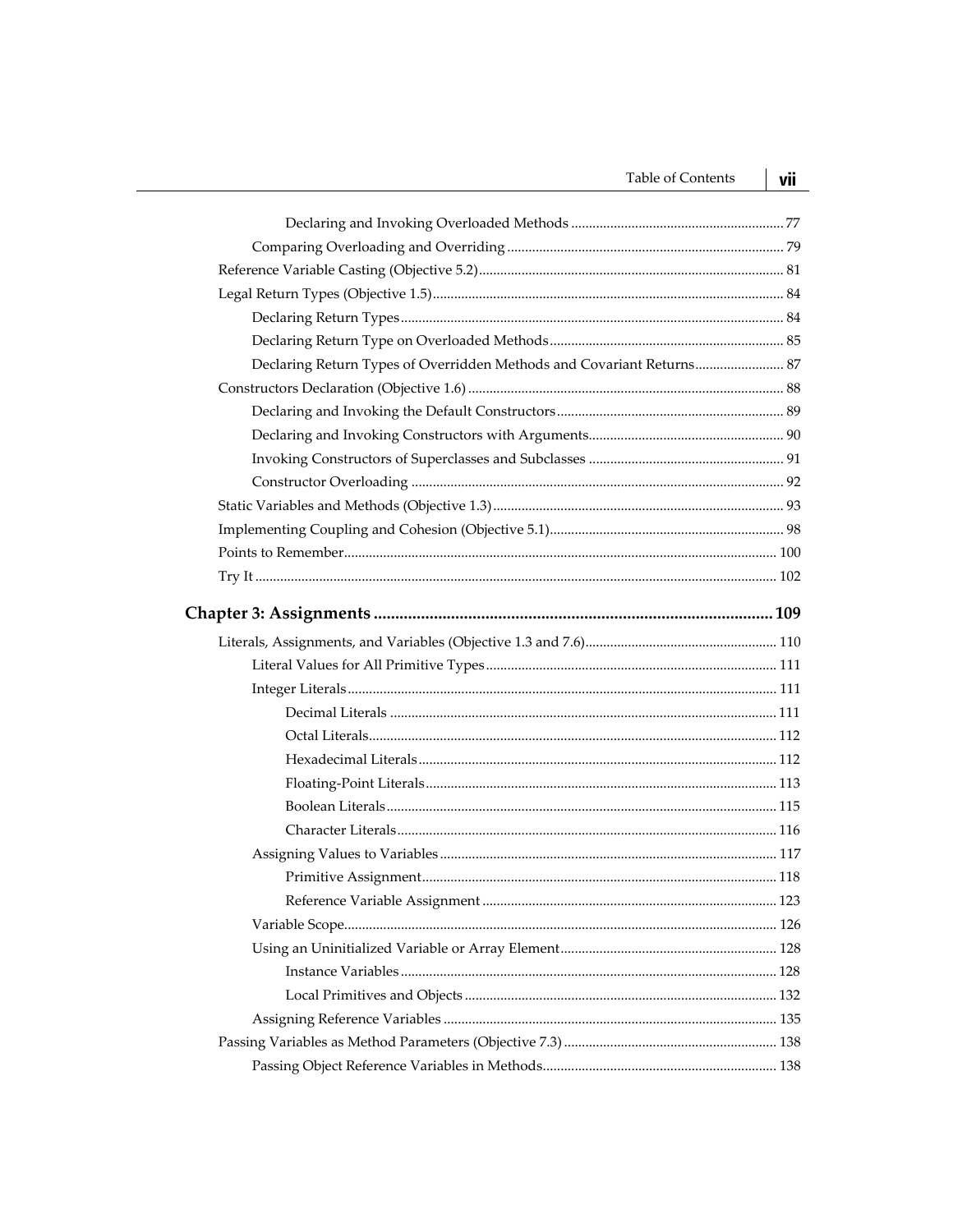- Declaring and Invoking Overloaded Methods ... 77
- Comparing Overloading and Overriding ... 79
- Reference Variable Casting (Objective 5.2) ... 81
- Legal Return Types (Objective 1.5) ... 84
  - Declaring Return Types ... 84
  - Declaring Return Type on Overloaded Methods ... 85
  - Declaring Return Types of Overridden Methods and Covariant Returns ... 87
- Constructors Declaration (Objective 1.6) ... 88
  - Declaring and Invoking the Default Constructors ... 89
  - Declaring and Invoking Constructors with Arguments ... 90
  - Invoking Constructors of Superclasses and Subclasses ... 91
  - Constructor Overloading ... 92
- Static Variables and Methods (Objective 1.3) ... 93
- Implementing Coupling and Cohesion (Objective 5.1) ... 98
- Points to Remember ... 100
- Try It ... 102

## Chapter 3: Assignments ... 109

- Literals, Assignments, and Variables (Objective 1.3 and 7.6) ... 110
  - Literal Values for All Primitive Types ... 111
  - Integer Literals ... 111
    - Decimal Literals ... 111
    - Octal Literals ... 112
    - Hexadecimal Literals ... 112
    - Floating-Point Literals ... 113
    - Boolean Literals ... 115
    - Character Literals ... 116
  - Assigning Values to Variables ... 117
    - Primitive Assignment ... 118
    - Reference Variable Assignment ... 123
  - Variable Scope ... 126
  - Using an Uninitialized Variable or Array Element ... 128
    - Instance Variables ... 128
    - Local Primitives and Objects ... 132
  - Assigning Reference Variables ... 135
- Passing Variables as Method Parameters (Objective 7.3) ... 138
  - Passing Object Reference Variables in Methods ... 138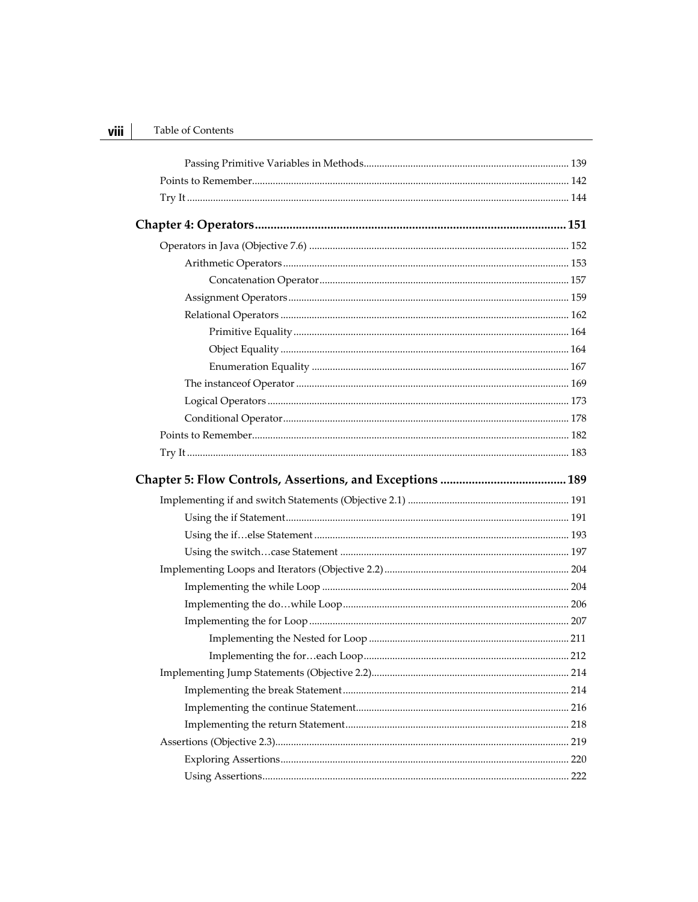Passing Primitive Variables in Methods .......... 139

Points to Remember .......... 142

Try It .......... 144

**Chapter 4: Operators .......... 151**

Operators in Java (Objective 7.6) .......... 152

Arithmetic Operators .......... 153

Concatenation Operator .......... 157

Assignment Operators .......... 159

Relational Operators .......... 162

Primitive Equality .......... 164

Object Equality .......... 164

Enumeration Equality .......... 167

The instanceof Operator .......... 169

Logical Operators .......... 173

Conditional Operator .......... 178

Points to Remember .......... 182

Try It .......... 183

**Chapter 5: Flow Controls, Assertions, and Exceptions .......... 189**

Implementing if and switch Statements (Objective 2.1) .......... 191

Using the if Statement .......... 191

Using the if…else Statement .......... 193

Using the switch…case Statement .......... 197

Implementing Loops and Iterators (Objective 2.2) .......... 204

Implementing the while Loop .......... 204

Implementing the do…while Loop .......... 206

Implementing the for Loop .......... 207

Implementing the Nested for Loop .......... 211

Implementing the for…each Loop .......... 212

Implementing Jump Statements (Objective 2.2) .......... 214

Implementing the break Statement .......... 214

Implementing the continue Statement .......... 216

Implementing the return Statement .......... 218

Assertions (Objective 2.3) .......... 219

Exploring Assertions .......... 220

Using Assertions .......... 222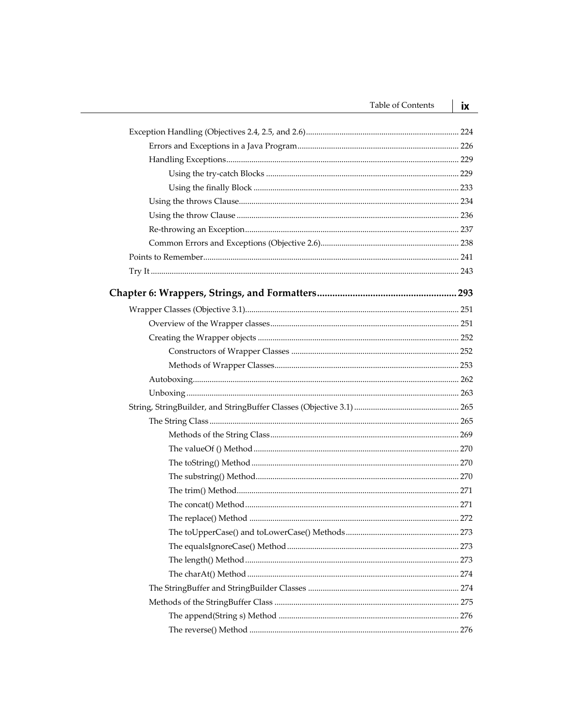- Exception Handling (Objectives 2.4, 2.5, and 2.6) ........ 224
  - Errors and Exceptions in a Java Program ........ 226
  - Handling Exceptions ........ 229
    - Using the try-catch Blocks ........ 229
    - Using the finally Block ........ 233
  - Using the throws Clause ........ 234
  - Using the throw Clause ........ 236
  - Re-throwing an Exception ........ 237
  - Common Errors and Exceptions (Objective 2.6) ........ 238
- Points to Remember ........ 241
- Try It ........ 243

## Chapter 6: Wrappers, Strings, and Formatters ........ 293

- Wrapper Classes (Objective 3.1) ........ 251
  - Overview of the Wrapper classes ........ 251
  - Creating the Wrapper objects ........ 252
    - Constructors of Wrapper Classes ........ 252
    - Methods of Wrapper Classes ........ 253
  - Autoboxing ........ 262
  - Unboxing ........ 263
- String, StringBuilder, and StringBuffer Classes (Objective 3.1) ........ 265
  - The String Class ........ 265
    - Methods of the String Class ........ 269
    - The valueOf () Method ........ 270
    - The toString() Method ........ 270
    - The substring() Method ........ 270
    - The trim() Method ........ 271
    - The concat() Method ........ 271
    - The replace() Method ........ 272
    - The toUpperCase() and toLowerCase() Methods ........ 273
    - The equalsIgnoreCase() Method ........ 273
    - The length() Method ........ 273
    - The charAt() Method ........ 274
  - The StringBuffer and StringBuilder Classes ........ 274
  - Methods of the StringBuffer Class ........ 275
    - The append(String s) Method ........ 276
    - The reverse() Method ........ 276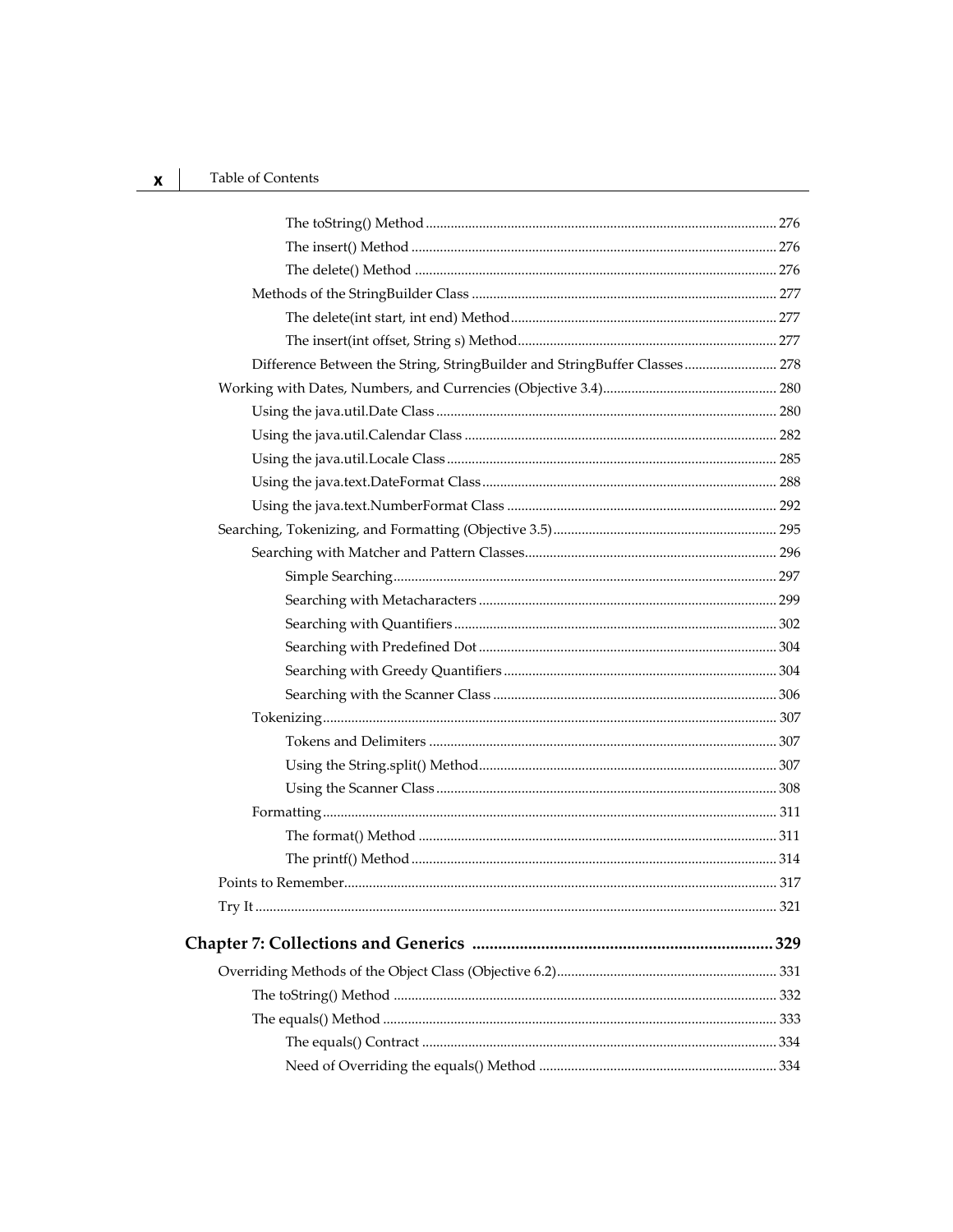- The toString() Method .......... 276
- The insert() Method .......... 276
- The delete() Method .......... 276
- Methods of the StringBuilder Class .......... 277
  - The delete(int start, int end) Method .......... 277
  - The insert(int offset, String s) Method .......... 277
- Difference Between the String, StringBuilder and StringBuffer Classes .......... 278

Working with Dates, Numbers, and Currencies (Objective 3.4) .......... 280

- Using the java.util.Date Class .......... 280
- Using the java.util.Calendar Class .......... 282
- Using the java.util.Locale Class .......... 285
- Using the java.text.DateFormat Class .......... 288
- Using the java.text.NumberFormat Class .......... 292

Searching, Tokenizing, and Formatting (Objective 3.5) .......... 295

- Searching with Matcher and Pattern Classes .......... 296
  - Simple Searching .......... 297
  - Searching with Metacharacters .......... 299
  - Searching with Quantifiers .......... 302
  - Searching with Predefined Dot .......... 304
  - Searching with Greedy Quantifiers .......... 304
  - Searching with the Scanner Class .......... 306
- Tokenizing .......... 307
  - Tokens and Delimiters .......... 307
  - Using the String.split() Method .......... 307
  - Using the Scanner Class .......... 308
- Formatting .......... 311
  - The format() Method .......... 311
  - The printf() Method .......... 314

Points to Remember .......... 317

Try It .......... 321

## Chapter 7: Collections and Generics .......... 329

Overriding Methods of the Object Class (Objective 6.2) .......... 331

- The toString() Method .......... 332
- The equals() Method .......... 333
  - The equals() Contract .......... 334
  - Need of Overriding the equals() Method .......... 334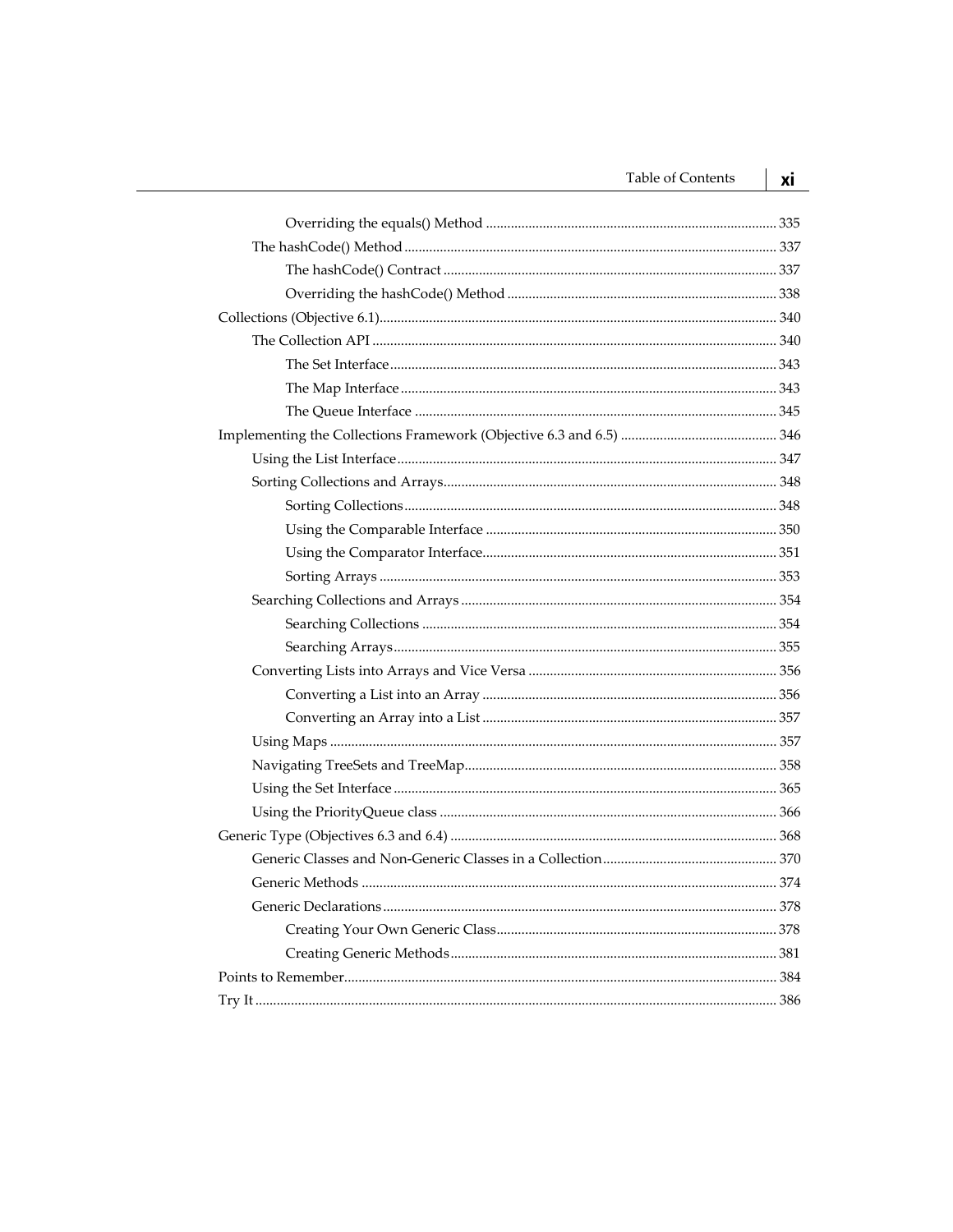- Overriding the equals() Method ... 335
- The hashCode() Method ... 337
  - The hashCode() Contract ... 337
  - Overriding the hashCode() Method ... 338
- Collections (Objective 6.1) ... 340
  - The Collection API ... 340
    - The Set Interface ... 343
    - The Map Interface ... 343
    - The Queue Interface ... 345
- Implementing the Collections Framework (Objective 6.3 and 6.5) ... 346
  - Using the List Interface ... 347
  - Sorting Collections and Arrays ... 348
    - Sorting Collections ... 348
    - Using the Comparable Interface ... 350
    - Using the Comparator Interface ... 351
    - Sorting Arrays ... 353
  - Searching Collections and Arrays ... 354
    - Searching Collections ... 354
    - Searching Arrays ... 355
  - Converting Lists into Arrays and Vice Versa ... 356
    - Converting a List into an Array ... 356
    - Converting an Array into a List ... 357
  - Using Maps ... 357
  - Navigating TreeSets and TreeMap ... 358
  - Using the Set Interface ... 365
  - Using the PriorityQueue class ... 366
- Generic Type (Objectives 6.3 and 6.4) ... 368
  - Generic Classes and Non-Generic Classes in a Collection ... 370
  - Generic Methods ... 374
  - Generic Declarations ... 378
    - Creating Your Own Generic Class ... 378
    - Creating Generic Methods ... 381
- Points to Remember ... 384
- Try It ... 386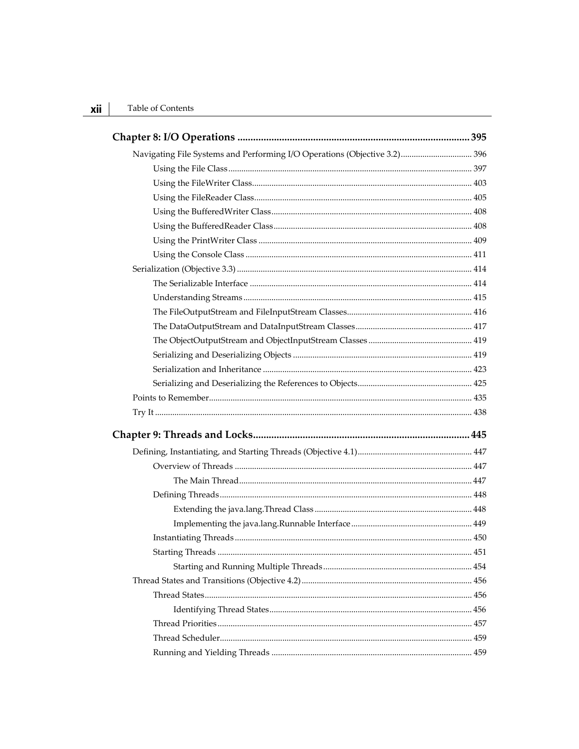**Chapter 8: I/O Operations ........................................................................................ 395**

Navigating File Systems and Performing I/O Operations (Objective 3.2) ................................ 396

- Using the File Class ................................................................................................ 397
- Using the FileWriter Class ..................................................................................... 403
- Using the FileReader Class .................................................................................... 405
- Using the BufferedWriter Class ............................................................................ 408
- Using the BufferedReader Class ........................................................................... 408
- Using the PrintWriter Class .................................................................................. 409
- Using the Console Class ........................................................................................ 411

Serialization (Objective 3.3) ............................................................................................ 414

- The Serializable Interface ...................................................................................... 414
- Understanding Streams ......................................................................................... 415
- The FileOutputStream and FileInputStream Classes ......................................................... 416
- The DataOutputStream and DataInputStream Classes ...................................................... 417
- The ObjectOutputStream and ObjectInputStream Classes ................................................ 419
- Serializing and Deserializing Objects .................................................................. 419
- Serialization and Inheritance ................................................................................ 423
- Serializing and Deserializing the References to Objects .................................................... 425

Points to Remember ......................................................................................................... 435

Try It ................................................................................................................................. 438

**Chapter 9: Threads and Locks ................................................................................. 445**

Defining, Instantiating, and Starting Threads (Objective 4.1) ..................................................... 447

- Overview of Threads ............................................................................................. 447
  - The Main Thread ........................................................................................... 447
- Defining Threads .................................................................................................... 448
  - Extending the java.lang.Thread Class ......................................................................... 448
  - Implementing the java.lang.Runnable Interface ........................................................ 449
- Instantiating Threads ............................................................................................. 450
- Starting Threads ..................................................................................................... 451
  - Starting and Running Multiple Threads .................................................................... 454

Thread States and Transitions (Objective 4.2) .............................................................................. 456

- Thread States ........................................................................................................... 456
  - Identifying Thread States ............................................................................................. 456
- Thread Priorities ..................................................................................................... 457
- Thread Scheduler .................................................................................................... 459
- Running and Yielding Threads ............................................................................ 459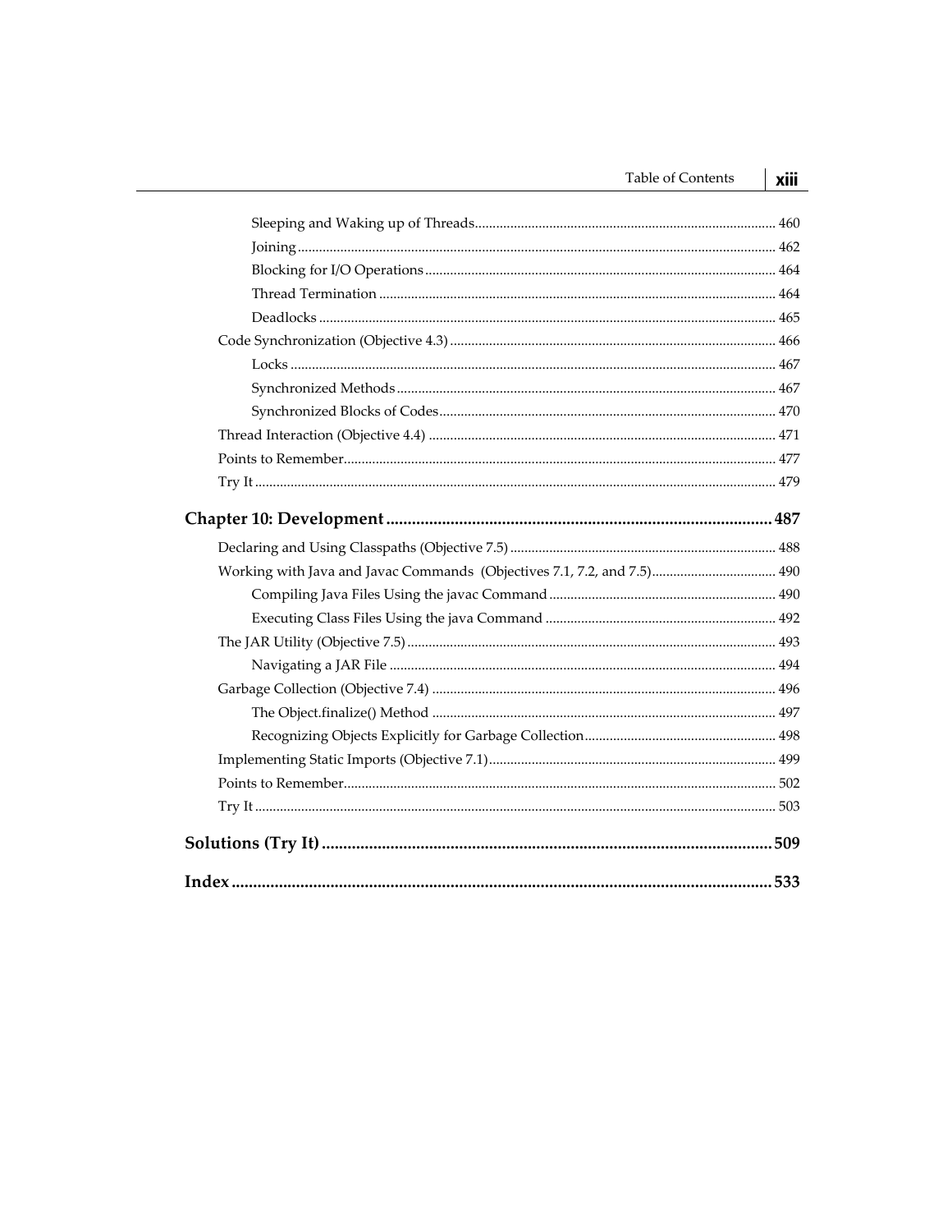- Sleeping and Waking up of Threads .......... 460
- Joining .......... 462
- Blocking for I/O Operations .......... 464
- Thread Termination .......... 464
- Deadlocks .......... 465

Code Synchronization (Objective 4.3) .......... 466

- Locks .......... 467
- Synchronized Methods .......... 467
- Synchronized Blocks of Codes .......... 470

Thread Interaction (Objective 4.4) .......... 471

Points to Remember .......... 477

Try It .......... 479

**Chapter 10: Development .......... 487**

Declaring and Using Classpaths (Objective 7.5) .......... 488

Working with Java and Javac Commands (Objectives 7.1, 7.2, and 7.5) .......... 490

- Compiling Java Files Using the javac Command .......... 490
- Executing Class Files Using the java Command .......... 492

The JAR Utility (Objective 7.5) .......... 493

- Navigating a JAR File .......... 494

Garbage Collection (Objective 7.4) .......... 496

- The Object.finalize() Method .......... 497
- Recognizing Objects Explicitly for Garbage Collection .......... 498

Implementing Static Imports (Objective 7.1) .......... 499

Points to Remember .......... 502

Try It .......... 503

**Solutions (Try It) .......... 509**

**Index .......... 533**